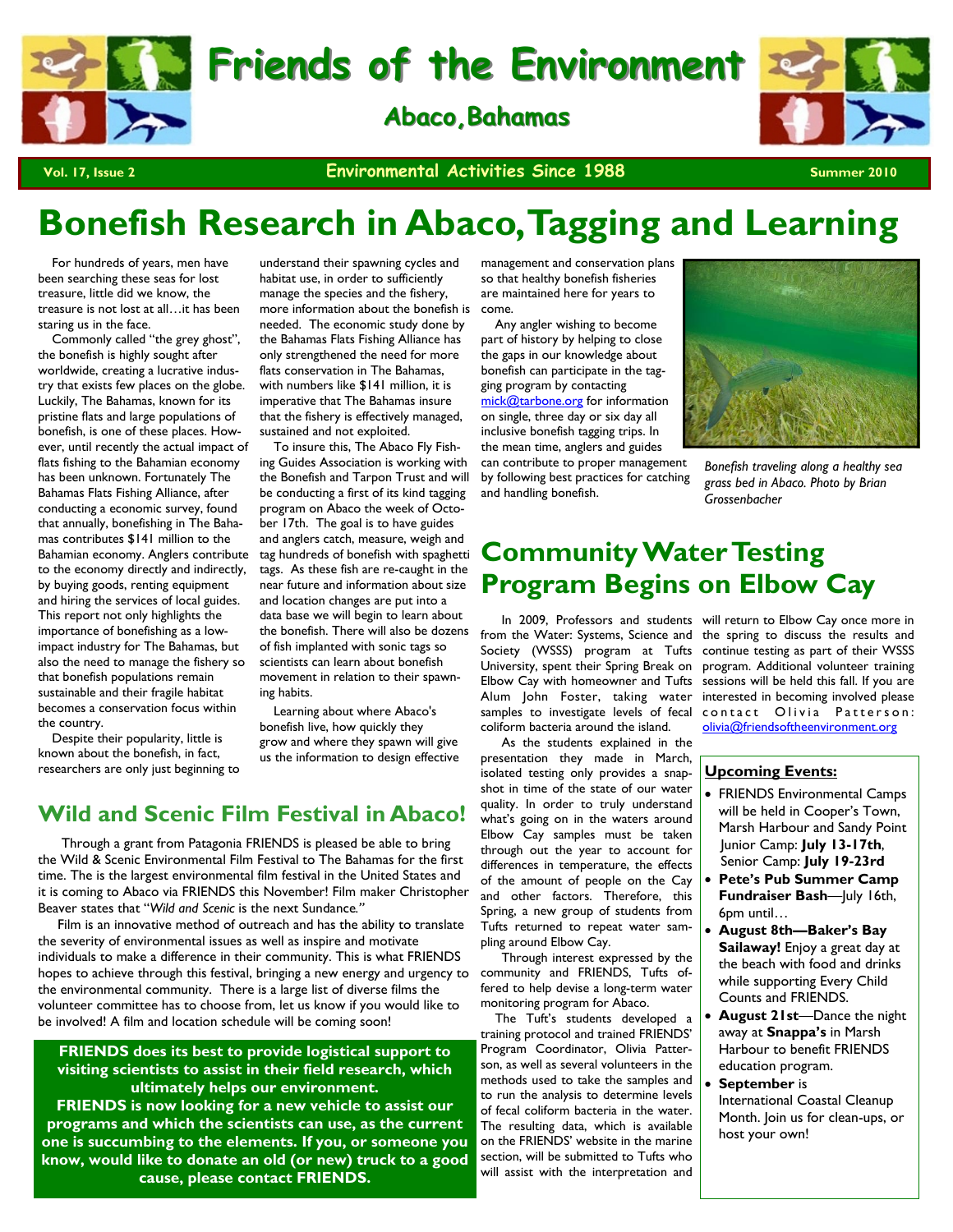# Friends of the Environment

## Abaco, Bahamas

Vol. 17, Issue 2 — Environmental Activities Since 1988 — Summer 2010

# Bonefish Research in Abaco, Tagging and Learning

For hundreds of years, men have been searching these seas for lost treasure, little did we know, the treasure is not lost at all…it has been staring us in the face.

Commonly called "the grey ghost", the bonefish is highly sought after worldwide, creating a lucrative industry that exists few places on the globe. Luckily, The Bahamas, known for its pristine flats and large populations of bonefish, is one of these places. However, until recently the actual impact of flats fishing to the Bahamian economy has been unknown. Fortunately The Bahamas Flats Fishing Alliance, after conducting a economic survey, found that annually, bonefishing in The Bahamas contributes $141 million to the Bahamian economy. Anglers contribute to the economy directly and indirectly, by buying goods, renting equipment and hiring the services of local guides. This report not only highlights the importance of bonefishing as a low-impact industry for The Bahamas, but also the need to manage the fishery so that bonefish populations remain sustainable and their fragile habitat becomes a conservation focus within the country.

Despite their popularity, little is known about the bonefish, in fact, researchers are only just beginning to understand their spawning cycles and habitat use, in order to sufficiently manage the species and the fishery, more information about the bonefish is needed. The economic study done by the Bahamas Flats Fishing Alliance has only strengthened the need for more flats conservation in The Bahamas, with numbers like $141 million, it is imperative that The Bahamas insure that the fishery is effectively managed, sustained and not exploited.

To insure this, The Abaco Fly Fishing Guides Association is working with the Bonefish and Tarpon Trust and will be conducting a first of its kind tagging program on Abaco the week of October 17th. The goal is to have guides and anglers catch, measure, weigh and tag hundreds of bonefish with spaghetti tags. As these fish are re-caught in the near future and information about size and location changes are put into a data base we will begin to learn about the bonefish. There will also be dozens of fish implanted with sonic tags so scientists can learn about bonefish movement in relation to their spawning habits.

Learning about where Abaco's bonefish live, how quickly they grow and where they spawn will give us the information to design effective management and conservation plans so that healthy bonefish fisheries are maintained here for years to come.

Any angler wishing to become part of history by helping to close the gaps in our knowledge about bonefish can participate in the tagging program by contacting mick@tarbone.org for information on single, three day or six day all inclusive bonefish tagging trips. In the mean time, anglers and guides can contribute to proper management by following best practices for catching and handling bonefish.

*Bonefish traveling along a healthy sea grass bed in Abaco. Photo by Brian Grossenbacher*

## Wild and Scenic Film Festival in Abaco!

Through a grant from Patagonia FRIENDS is pleased be able to bring the Wild & Scenic Environmental Film Festival to The Bahamas for the first time. The is the largest environmental film festival in the United States and it is coming to Abaco via FRIENDS this November! Film maker Christopher Beaver states that "*Wild and Scenic* is the next Sundance*.*"

Film is an innovative method of outreach and has the ability to translate the severity of environmental issues as well as inspire and motivate individuals to make a difference in their community. This is what FRIENDS hopes to achieve through this festival, bringing a new energy and urgency to the environmental community. There is a large list of diverse films the volunteer committee has to choose from, let us know if you would like to be involved! A film and location schedule will be coming soon!

**FRIENDS does its best to provide logistical support to visiting scientists to assist in their field research, which ultimately helps our environment.**
**FRIENDS is now looking for a new vehicle to assist our programs and which the scientists can use, as the current one is succumbing to the elements. If you, or someone you know, would like to donate an old (or new) truck to a good cause, please contact FRIENDS.**

# Community Water Testing Program Begins on Elbow Cay

In 2009, Professors and students from the Water: Systems, Science and Society (WSSS) program at Tufts University, spent their Spring Break on Elbow Cay with homeowner and Tufts Alum John Foster, taking water samples to investigate levels of fecal coliform bacteria around the island.

As the students explained in the presentation they made in March, isolated testing only provides a snapshot in time of the state of our water quality. In order to truly understand what's going on in the waters around Elbow Cay samples must be taken through out the year to account for differences in temperature, the effects of the amount of people on the Cay and other factors. Therefore, this Spring, a new group of students from Tufts returned to repeat water sampling around Elbow Cay.

Through interest expressed by the community and FRIENDS, Tufts offered to help devise a long-term water monitoring program for Abaco.

The Tuft's students developed a training protocol and trained FRIENDS' Program Coordinator, Olivia Patterson, as well as several volunteers in the methods used to take the samples and to run the analysis to determine levels of fecal coliform bacteria in the water. The resulting data, which is available on the FRIENDS' website in the marine section, will be submitted to Tufts who will assist with the interpretation and will return to Elbow Cay once more in the spring to discuss the results and continue testing as part of their WSSS program. Additional volunteer training sessions will be held this fall. If you are interested in becoming involved please contact Olivia Patterson: olivia@friendsoftheenvironment.org

**Upcoming Events:**

- FRIENDS Environmental Camps will be held in Cooper's Town, Marsh Harbour and Sandy Point
  Junior Camp: **July 13-17th**,
  Senior Camp: **July 19-23rd**
- **Pete's Pub Summer Camp Fundraiser Bash**—July 16th, 6pm until…
- **August 8th—Baker's Bay Sailaway!** Enjoy a great day at the beach with food and drinks while supporting Every Child Counts and FRIENDS.
- **August 21st**—Dance the night away at **Snappa's** in Marsh Harbour to benefit FRIENDS education program.
- **September** is International Coastal Cleanup Month. Join us for clean-ups, or host your own!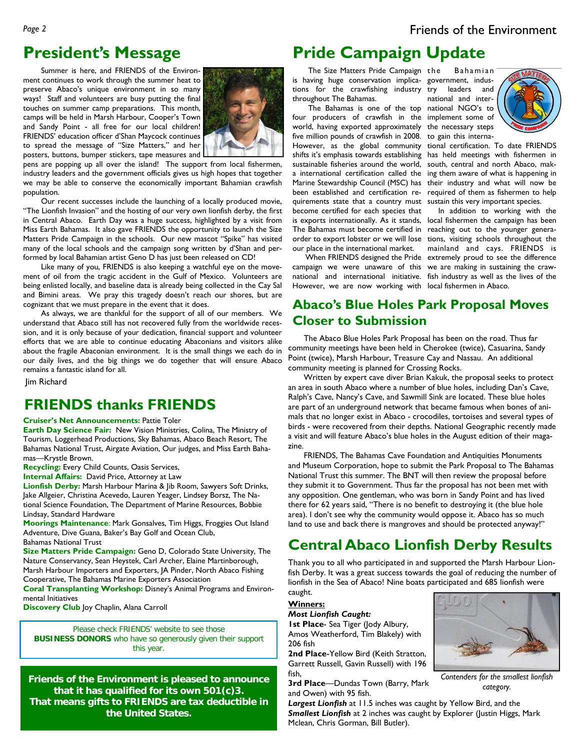## President's Message

Summer is here, and FRIENDS of the Environment continues to work through the summer heat to preserve Abaco's unique environment in so many ways! Staff and volunteers are busy putting the final touches on summer camp preparations. This month, camps will be held in Marsh Harbour, Cooper's Town and Sandy Point - all free for our local children! FRIENDS' education officer d'Shan Maycock continues to spread the message of "Size Matters," and her posters, buttons, bumper stickers, tape measures and pens are popping up all over the island! The support from local fishermen, industry leaders and the government officials gives us high hopes that together we may be able to conserve the economically important Bahamian crawfish population.

Our recent successes include the launching of a locally produced movie, "The Lionfish Invasion" and the hosting of our very own lionfish derby, the first in Central Abaco. Earth Day was a huge success, highlighted by a visit from Miss Earth Bahamas. It also gave FRIENDS the opportunity to launch the Size Matters Pride Campaign in the schools. Our new mascot "Spike" has visited many of the local schools and the campaign song written by d'Shan and performed by local Bahamian artist Geno D has just been released on CD!

Like many of you, FRIENDS is also keeping a watchful eye on the movement of oil from the tragic accident in the Gulf of Mexico. Volunteers are being enlisted locally, and baseline data is already being collected in the Cay Sal and Bimini areas. We pray this tragedy doesn't reach our shores, but are cognizant that we must prepare in the event that it does.

As always, we are thankful for the support of all of our members. We understand that Abaco still has not recovered fully from the worldwide recession, and it is only because of your dedication, financial support and volunteer efforts that we are able to continue educating Abaconians and visitors alike about the fragile Abaconian environment. It is the small things we each do in our daily lives, and the big things we do together that will ensure Abaco remains a fantastic island for all.

Jim Richard

## FRIENDS thanks FRIENDS

**Cruiser's Net Announcements:** Pattie Toler

**Earth Day Science Fair:** New Vision Ministries, Colina, The Ministry of Tourism, Loggerhead Productions, Sky Bahamas, Abaco Beach Resort, The Bahamas National Trust, Airgate Aviation, Our judges, and Miss Earth Bahamas—Krystle Brown.

**Recycling:** Every Child Counts, Oasis Services,

**Internal Affairs:** David Price, Attorney at Law

**Lionfish Derby:** Marsh Harbour Marina & Jib Room, Sawyers Soft Drinks, Jake Allgeier, Christina Acevedo, Lauren Yeager, Lindsey Borsz, The National Science Foundation, The Department of Marine Resources, Bobbie Lindsay, Standard Hardware

**Moorings Maintenance**: Mark Gonsalves, Tim Higgs, Froggies Out Island Adventure, Dive Guana, Baker's Bay Golf and Ocean Club, Bahamas National Trust

**Size Matters Pride Campaign:** Geno D, Colorado State University, The Nature Conservancy, Sean Heystek, Carl Archer, Elaine Martinborough, Marsh Harbour Importers and Exporters, JA Pinder, North Abaco Fishing Cooperative, The Bahamas Marine Exporters Association

**Coral Transplanting Workshop:** Disney's Animal Programs and Environmental Initiatives

**Discovery Club** Joy Chaplin, Alana Carroll

Please check FRIENDS' website to see those **BUSINESS DONORS** who have so generously given their support this year.

**Friends of the Environment is pleased to announce that it has qualified for its own 501(c)3. That means gifts to FRIENDS are tax deductible in the United States.**

## Pride Campaign Update

The Size Matters Pride Campaign is having huge conservation implications for the crawfishing industry throughout The Bahamas.

The Bahamas is one of the top four producers of crawfish in the world, having exported approximately five million pounds of crawfish in 2008. However, as the global community shifts it's emphasis towards establishing sustainable fisheries around the world, a international certification called the Marine Stewardship Council (MSC) has been established and certification requirements state that a country must become certified for each species that is exports internationally. As it stands, The Bahamas must become certified in order to export lobster or we will lose our place in the international market.

When FRIENDS designed the Pride campaign we were unaware of this national and international initiative. However, we are now working with the Bahamian government, industry leaders and national and international NGO's to implement some of the necessary steps to gain this international certification. To date FRIENDS has held meetings with fishermen in south, central and north Abaco, making them aware of what is happening in their industry and what will now be required of them as fishermen to help sustain this very important species.

In addition to working with the local fishermen the campaign has been reaching out to the younger generations, visiting schools throughout the mainland and cays. FRIENDS is extremely proud to see the difference we are making in sustaining the crawfish industry as well as the lives of the local fishermen in Abaco.

## Abaco's Blue Holes Park Proposal Moves Closer to Submission

The Abaco Blue Holes Park Proposal has been on the road. Thus far community meetings have been held in Cherokee (twice), Casuarina, Sandy Point (twice), Marsh Harbour, Treasure Cay and Nassau. An additional community meeting is planned for Crossing Rocks.

Written by expert cave diver Brian Kakuk, the proposal seeks to protect an area in south Abaco where a number of blue holes, including Dan's Cave, Ralph's Cave, Nancy's Cave, and Sawmill Sink are located. These blue holes are part of an underground network that became famous when bones of animals that no longer exist in Abaco - crocodiles, tortoises and several types of birds - were recovered from their depths. National Geographic recently made a visit and will feature Abaco's blue holes in the August edition of their magazine.

FRIENDS, The Bahamas Cave Foundation and Antiquities Monuments and Museum Corporation, hope to submit the Park Proposal to The Bahamas National Trust this summer. The BNT will then review the proposal before they submit it to Government. Thus far the proposal has not been met with any opposition. One gentleman, who was born in Sandy Point and has lived there for 62 years said, "There is no benefit to destroying it (the blue hole area). I don't see why the community would oppose it. Abaco has so much land to use and back there is mangroves and should be protected anyway!"

## Central Abaco Lionfish Derby Results

Thank you to all who participated in and supported the Marsh Harbour Lionfish Derby. It was a great success towards the goal of reducing the number of lionfish in the Sea of Abaco! Nine boats participated and 685 lionfish were caught.

**Winners:**

***Most Lionfish Caught:***

**1st Place**- Sea Tiger (Jody Albury, Amos Weatherford, Tim Blakely) with 206 fish

**2nd Place**-Yellow Bird (Keith Stratton, Garrett Russell, Gavin Russell) with 196 fish,

**3rd Place**—Dundas Town (Barry, Mark and Owen) with 95 fish.

***Largest Lionfish*** at 11.5 inches was caught by Yellow Bird, and the ***Smallest Lionfish*** at 2 inches was caught by Explorer (Justin Higgs, Mark Mclean, Chris Gorman, Bill Butler).

*Contenders for the smallest lionfish category.*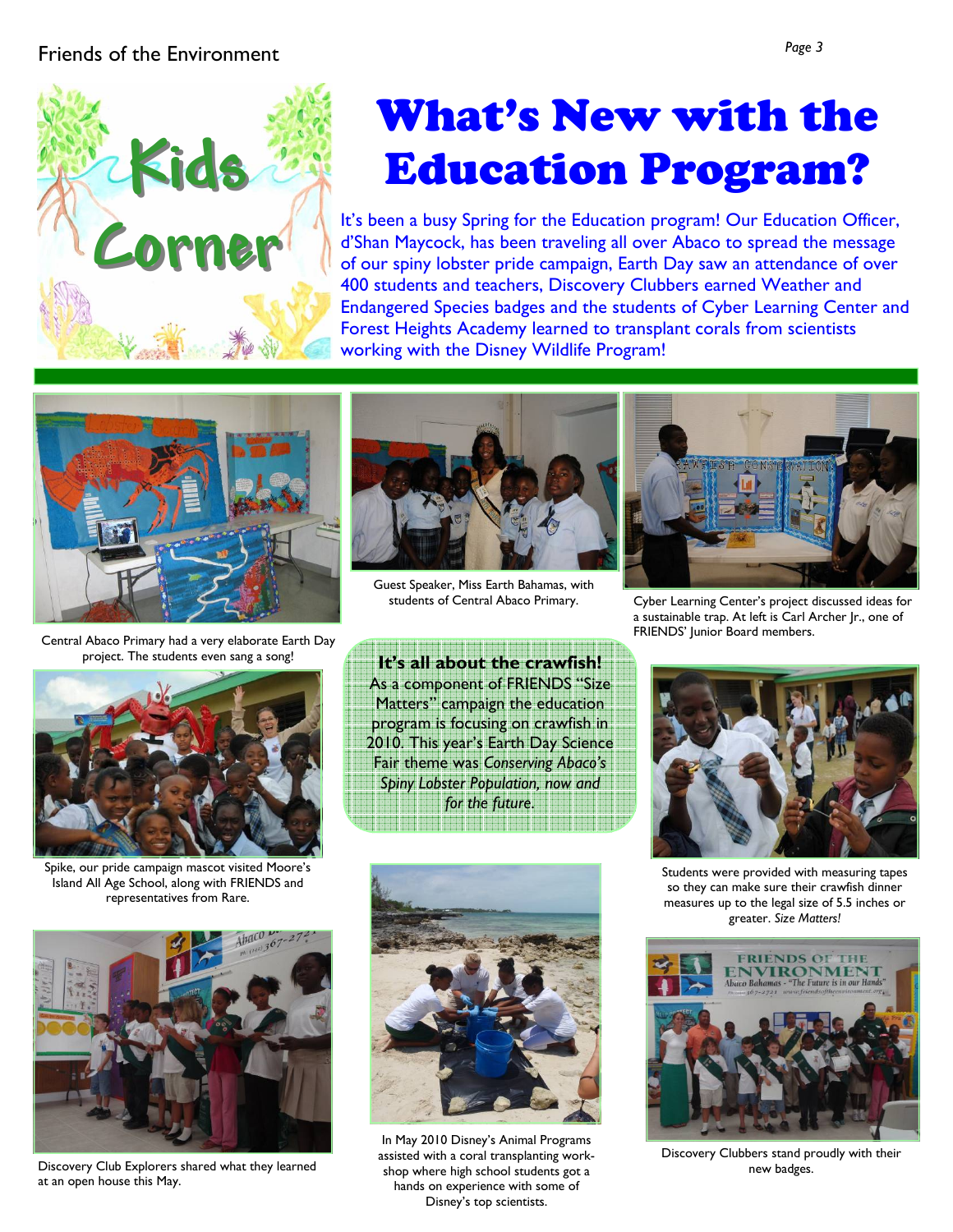# What's New with the Education Program?

Kids Corner

It's been a busy Spring for the Education program! Our Education Officer, d'Shan Maycock, has been traveling all over Abaco to spread the message of our spiny lobster pride campaign, Earth Day saw an attendance of over 400 students and teachers, Discovery Clubbers earned Weather and Endangered Species badges and the students of Cyber Learning Center and Forest Heights Academy learned to transplant corals from scientists working with the Disney Wildlife Program!

Central Abaco Primary had a very elaborate Earth Day project. The students even sang a song!

Guest Speaker, Miss Earth Bahamas, with students of Central Abaco Primary.

Cyber Learning Center's project discussed ideas for a sustainable trap. At left is Carl Archer Jr., one of FRIENDS' Junior Board members.

**It's all about the crawfish!**

As a component of FRIENDS "Size Matters" campaign the education program is focusing on crawfish in 2010. This year's Earth Day Science Fair theme was *Conserving Abaco's Spiny Lobster Population, now and for the future.*

Spike, our pride campaign mascot visited Moore's Island All Age School, along with FRIENDS and representatives from Rare.

Students were provided with measuring tapes so they can make sure their crawfish dinner measures up to the legal size of 5.5 inches or greater. *Size Matters!*

Discovery Club Explorers shared what they learned at an open house this May.

In May 2010 Disney's Animal Programs assisted with a coral transplanting workshop where high school students got a hands on experience with some of Disney's top scientists.

Discovery Clubbers stand proudly with their new badges.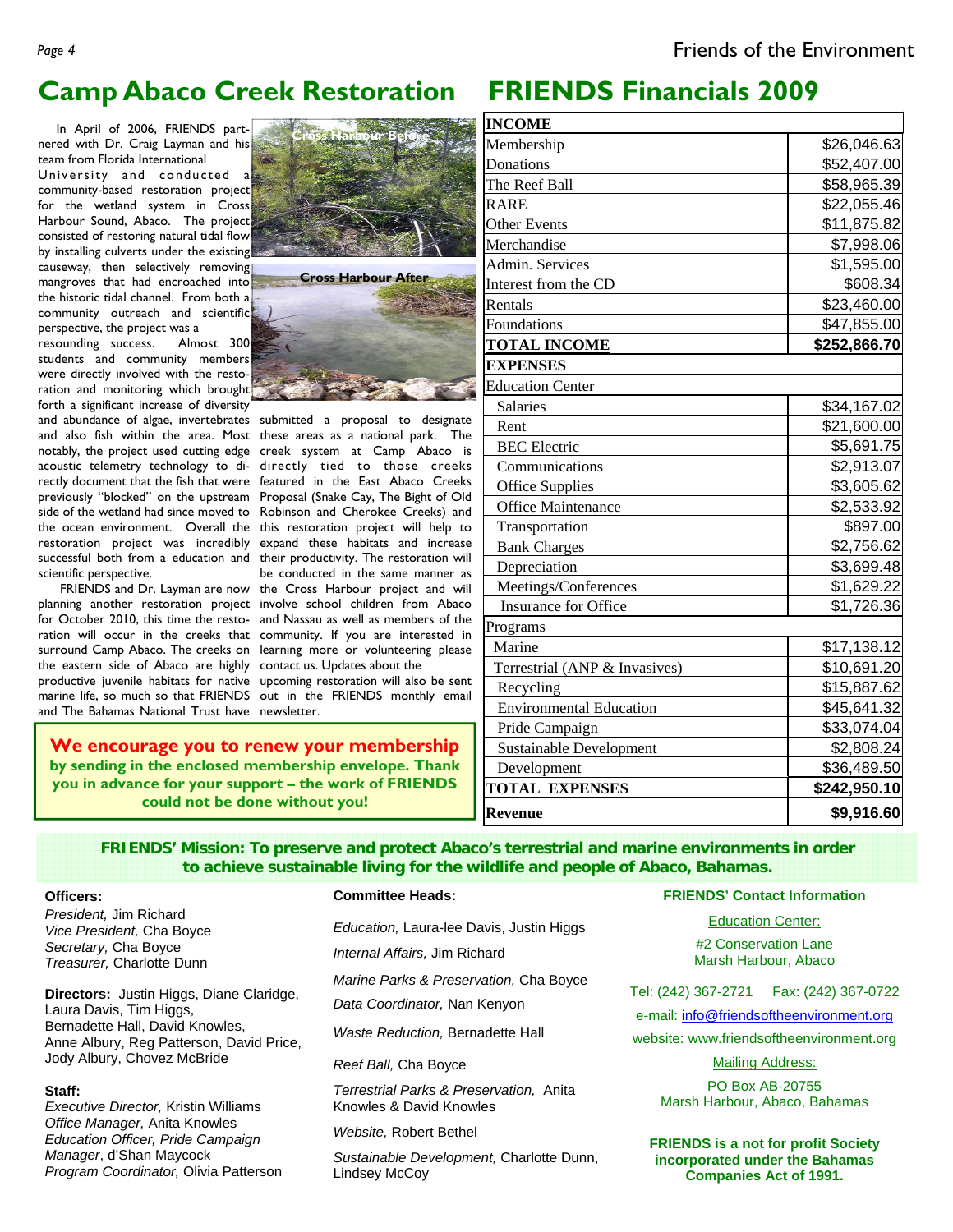# Camp Abaco Creek Restoration

In April of 2006, FRIENDS partnered with Dr. Craig Layman and his team from Florida International University and conducted a community-based restoration project for the wetland system in Cross Harbour Sound, Abaco. The project consisted of restoring natural tidal flow by installing culverts under the existing causeway, then selectively removing mangroves that had encroached into the historic tidal channel. From both a community outreach and scientific perspective, the project was a resounding success. Almost 300 students and community members were directly involved with the restoration and monitoring which brought forth a significant increase of diversity and abundance of algae, invertebrates and also fish within the area. Most notably, the project used cutting edge acoustic telemetry technology to directly document that the fish that were previously "blocked" on the upstream side of the wetland had since moved to the ocean environment. Overall the restoration project was incredibly successful both from a education and scientific perspective.

Cross Harbour Before

Cross Harbour After

FRIENDS and Dr. Layman are now planning another restoration project for October 2010, this time the restoration will occur in the creeks that surround Camp Abaco. The creeks on the eastern side of Abaco are highly productive juvenile habitats for native marine life, so much so that FRIENDS and The Bahamas National Trust have submitted a proposal to designate these areas as a national park. The creek system at Camp Abaco is directly tied to those creeks featured in the East Abaco Creeks Proposal (Snake Cay, The Bight of Old Robinson and Cherokee Creeks) and this restoration project will help to expand these habitats and increase their productivity. The restoration will be conducted in the same manner as the Cross Harbour project and will involve school children from Abaco and Nassau as well as members of the community. If you are interested in learning more or volunteering please contact us. Updates about the upcoming restoration will also be sent out in the FRIENDS monthly email newsletter.

**We encourage you to renew your membership by sending in the enclosed membership envelope. Thank you in advance for your support – the work of FRIENDS could not be done without you!**

# FRIENDS Financials 2009

| | |
|---|---|
| **INCOME** | |
| Membership | $26,046.63 |
| Donations | $52,407.00 |
| The Reef Ball | $58,965.39 |
| RARE | $22,055.46 |
| Other Events | $11,875.82 |
| Merchandise | $7,998.06 |
| Admin. Services | $1,595.00 |
| Interest from the CD | $608.34 |
| Rentals | $23,460.00 |
| Foundations | $47,855.00 |
| **TOTAL INCOME** | **$252,866.70** |
| **EXPENSES** | |
| Education Center | |
| Salaries | $34,167.02 |
| Rent | $21,600.00 |
| BEC Electric | $5,691.75 |
| Communications | $2,913.07 |
| Office Supplies | $3,605.62 |
| Office Maintenance | $2,533.92 |
| Transportation | $897.00 |
| Bank Charges | $2,756.62 |
| Depreciation | $3,699.48 |
| Meetings/Conferences | $1,629.22 |
| Insurance for Office | $1,726.36 |
| Programs | |
| Marine | $17,138.12 |
| Terrestrial (ANP & Invasives) | $10,691.20 |
| Recycling | $15,887.62 |
| Environmental Education | $45,641.32 |
| Pride Campaign | $33,074.04 |
| Sustainable Development | $2,808.24 |
| Development | $36,489.50 |
| **TOTAL EXPENSES** | **$242,950.10** |
| **Revenue** | **$9,916.60** |

**FRIENDS' Mission: To preserve and protect Abaco's terrestrial and marine environments in order to achieve sustainable living for the wildlife and people of Abaco, Bahamas.**

**Officers:**

*President,* Jim Richard
*Vice President,* Cha Boyce
*Secretary,* Cha Boyce
*Treasurer,* Charlotte Dunn

**Directors:** Justin Higgs, Diane Claridge, Laura Davis, Tim Higgs, Bernadette Hall, David Knowles, Anne Albury, Reg Patterson, David Price, Jody Albury, Chovez McBride

**Staff:**

*Executive Director,* Kristin Williams
*Office Manager,* Anita Knowles
*Education Officer, Pride Campaign Manager*, d'Shan Maycock
*Program Coordinator,* Olivia Patterson

**Committee Heads:**

*Education,* Laura-lee Davis, Justin Higgs

*Internal Affairs,* Jim Richard

*Marine Parks & Preservation,* Cha Boyce

*Data Coordinator,* Nan Kenyon

*Waste Reduction,* Bernadette Hall

*Reef Ball,* Cha Boyce

*Terrestrial Parks & Preservation,* Anita Knowles & David Knowles

*Website,* Robert Bethel

*Sustainable Development,* Charlotte Dunn, Lindsey McCoy

**FRIENDS' Contact Information**

Education Center:

#2 Conservation Lane
Marsh Harbour, Abaco

Tel: (242) 367-2721 Fax: (242) 367-0722

e-mail: info@friendsoftheenvironment.org

website: www.friendsoftheenvironment.org

Mailing Address:

PO Box AB-20755
Marsh Harbour, Abaco, Bahamas

**FRIENDS is a not for profit Society incorporated under the Bahamas Companies Act of 1991.**